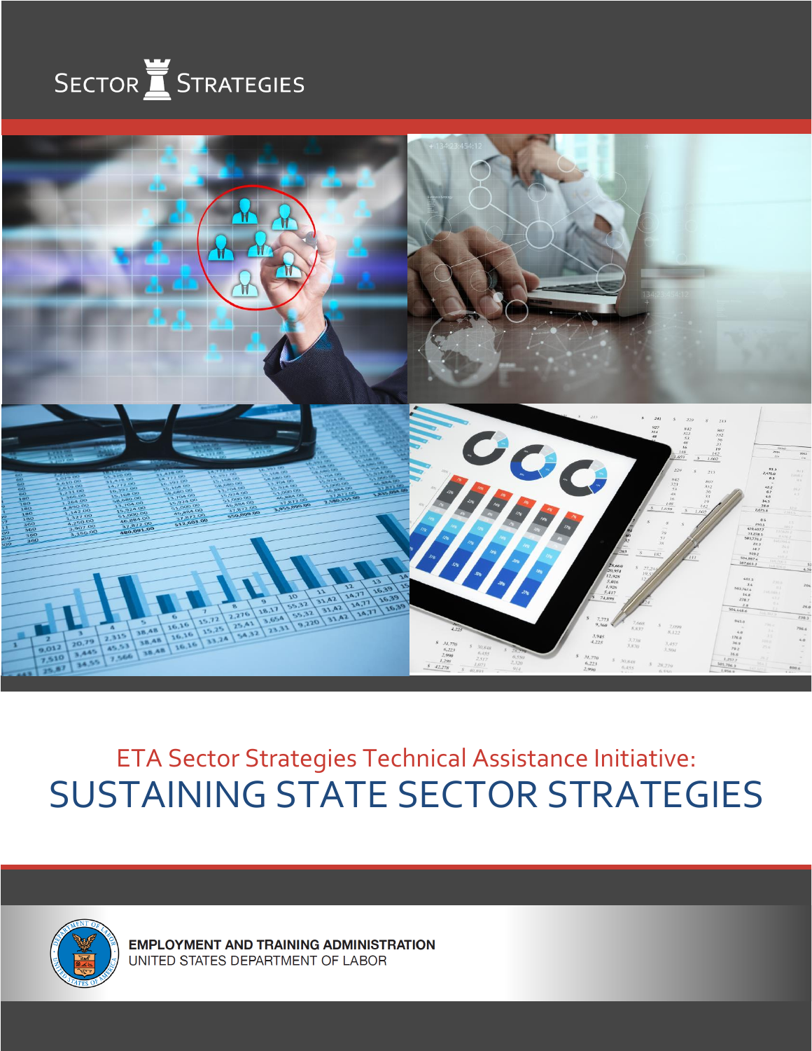SECTOR STRATEGIES

ETA Sector Strategies Technical Assistance Initiative:

# SUSTAINING STATE SECTOR STRATEGIES

**EMPLOYMENT AND TRAINING ADMINISTRATION**
UNITED STATES DEPARTMENT OF LABOR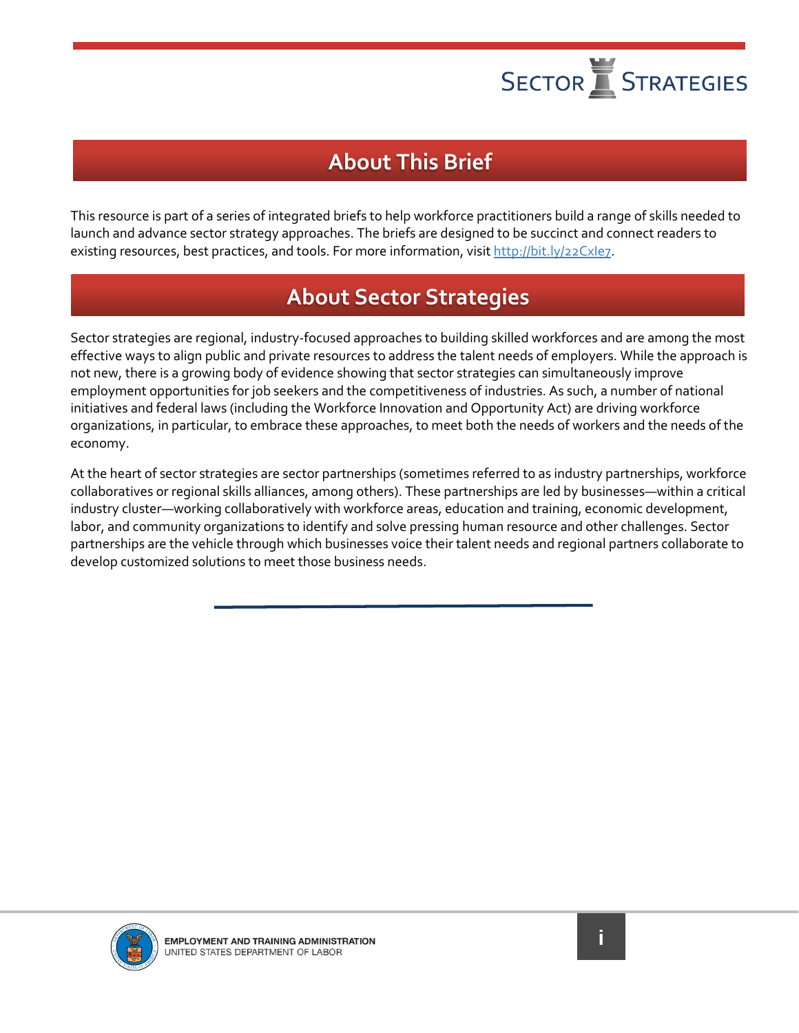## About This Brief

This resource is part of a series of integrated briefs to help workforce practitioners build a range of skills needed to launch and advance sector strategy approaches. The briefs are designed to be succinct and connect readers to existing resources, best practices, and tools. For more information, visit http://bit.ly/22CxIe7.

## About Sector Strategies

Sector strategies are regional, industry-focused approaches to building skilled workforces and are among the most effective ways to align public and private resources to address the talent needs of employers. While the approach is not new, there is a growing body of evidence showing that sector strategies can simultaneously improve employment opportunities for job seekers and the competitiveness of industries. As such, a number of national initiatives and federal laws (including the Workforce Innovation and Opportunity Act) are driving workforce organizations, in particular, to embrace these approaches, to meet both the needs of workers and the needs of the economy.

At the heart of sector strategies are sector partnerships (sometimes referred to as industry partnerships, workforce collaboratives or regional skills alliances, among others). These partnerships are led by businesses—within a critical industry cluster—working collaboratively with workforce areas, education and training, economic development, labor, and community organizations to identify and solve pressing human resource and other challenges. Sector partnerships are the vehicle through which businesses voice their talent needs and regional partners collaborate to develop customized solutions to meet those business needs.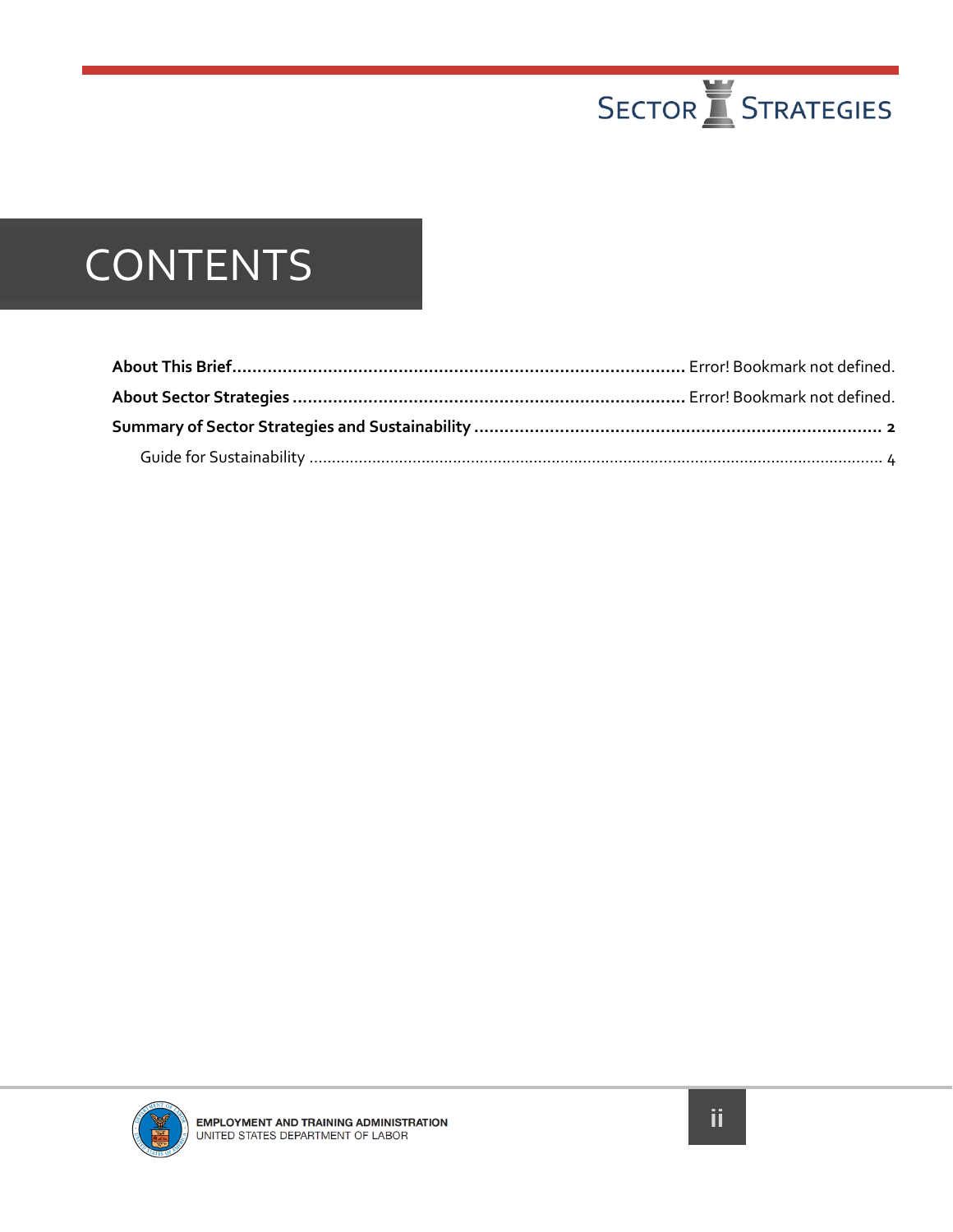# CONTENTS

**About This Brief......................................................................................... Error! Bookmark not defined.**

**About Sector Strategies ............................................................................. Error! Bookmark not defined.**

**Summary of Sector Strategies and Sustainability ................................................................................ 2**

Guide for Sustainability ............................................................................................................................ 4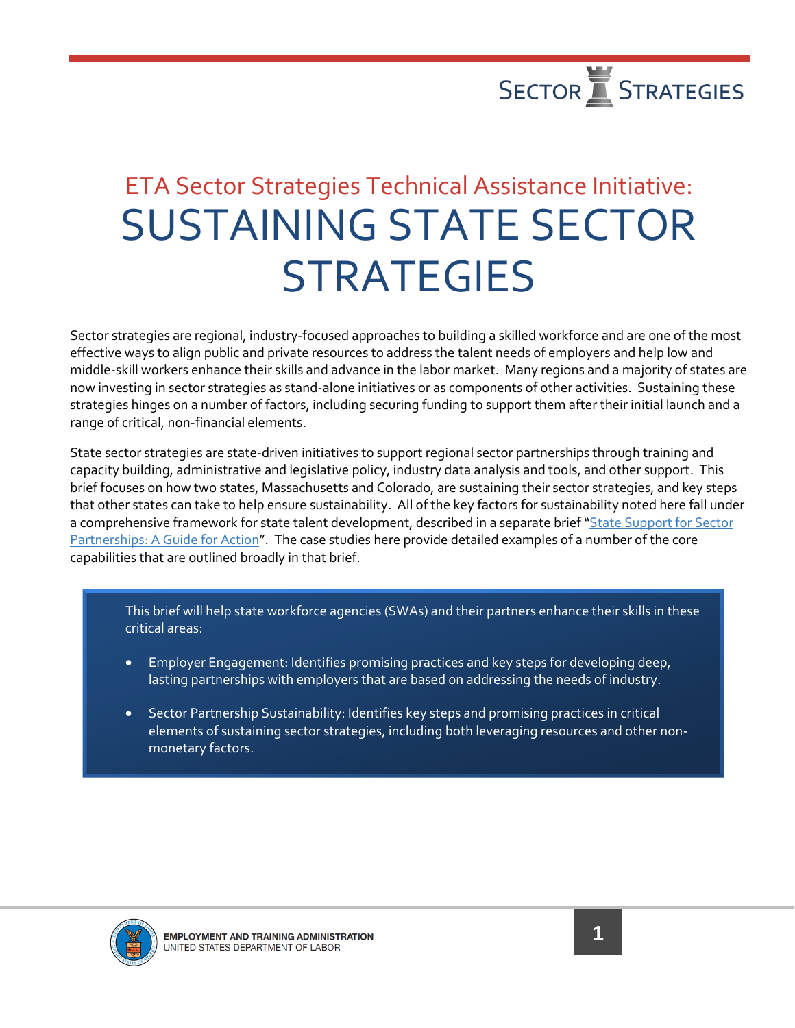# ETA Sector Strategies Technical Assistance Initiative:

# SUSTAINING STATE SECTOR STRATEGIES

Sector strategies are regional, industry-focused approaches to building a skilled workforce and are one of the most effective ways to align public and private resources to address the talent needs of employers and help low and middle-skill workers enhance their skills and advance in the labor market. Many regions and a majority of states are now investing in sector strategies as stand-alone initiatives or as components of other activities. Sustaining these strategies hinges on a number of factors, including securing funding to support them after their initial launch and a range of critical, non-financial elements.

State sector strategies are state-driven initiatives to support regional sector partnerships through training and capacity building, administrative and legislative policy, industry data analysis and tools, and other support. This brief focuses on how two states, Massachusetts and Colorado, are sustaining their sector strategies, and key steps that other states can take to help ensure sustainability. All of the key factors for sustainability noted here fall under a comprehensive framework for state talent development, described in a separate brief "State Support for Sector Partnerships: A Guide for Action". The case studies here provide detailed examples of a number of the core capabilities that are outlined broadly in that brief.

This brief will help state workforce agencies (SWAs) and their partners enhance their skills in these critical areas:

- Employer Engagement: Identifies promising practices and key steps for developing deep, lasting partnerships with employers that are based on addressing the needs of industry.
- Sector Partnership Sustainability: Identifies key steps and promising practices in critical elements of sustaining sector strategies, including both leveraging resources and other non-monetary factors.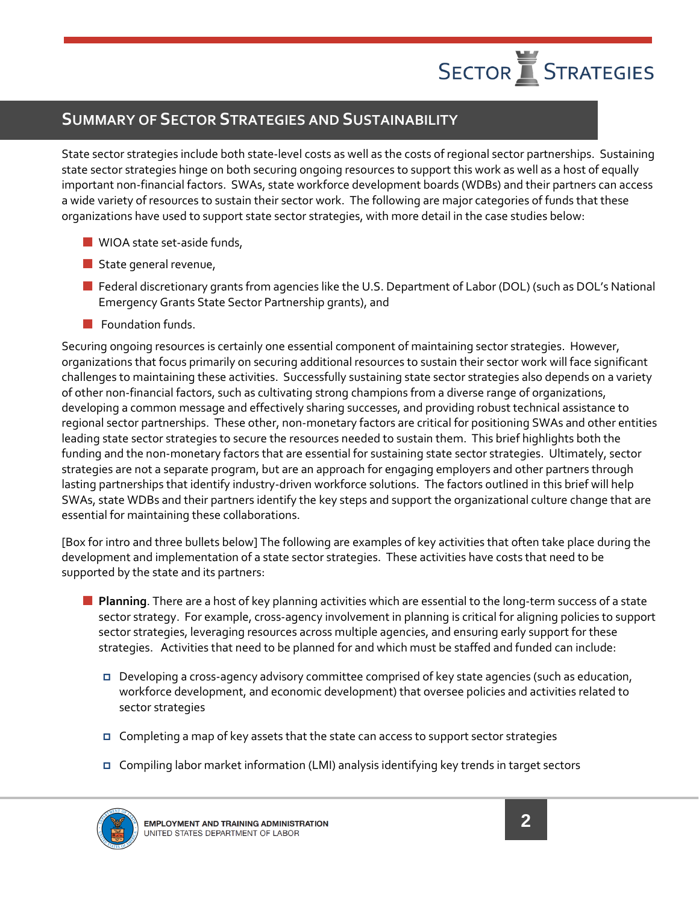## Summary of Sector Strategies and Sustainability

State sector strategies include both state-level costs as well as the costs of regional sector partnerships. Sustaining state sector strategies hinge on both securing ongoing resources to support this work as well as a host of equally important non-financial factors. SWAs, state workforce development boards (WDBs) and their partners can access a wide variety of resources to sustain their sector work. The following are major categories of funds that these organizations have used to support state sector strategies, with more detail in the case studies below:

- WIOA state set-aside funds,
- State general revenue,
- Federal discretionary grants from agencies like the U.S. Department of Labor (DOL) (such as DOL's National Emergency Grants State Sector Partnership grants), and
- Foundation funds.

Securing ongoing resources is certainly one essential component of maintaining sector strategies. However, organizations that focus primarily on securing additional resources to sustain their sector work will face significant challenges to maintaining these activities. Successfully sustaining state sector strategies also depends on a variety of other non-financial factors, such as cultivating strong champions from a diverse range of organizations, developing a common message and effectively sharing successes, and providing robust technical assistance to regional sector partnerships. These other, non-monetary factors are critical for positioning SWAs and other entities leading state sector strategies to secure the resources needed to sustain them. This brief highlights both the funding and the non-monetary factors that are essential for sustaining state sector strategies. Ultimately, sector strategies are not a separate program, but are an approach for engaging employers and other partners through lasting partnerships that identify industry-driven workforce solutions. The factors outlined in this brief will help SWAs, state WDBs and their partners identify the key steps and support the organizational culture change that are essential for maintaining these collaborations.

[Box for intro and three bullets below] The following are examples of key activities that often take place during the development and implementation of a state sector strategies. These activities have costs that need to be supported by the state and its partners:

- **Planning**. There are a host of key planning activities which are essential to the long-term success of a state sector strategy. For example, cross-agency involvement in planning is critical for aligning policies to support sector strategies, leveraging resources across multiple agencies, and ensuring early support for these strategies. Activities that need to be planned for and which must be staffed and funded can include:
  - Developing a cross-agency advisory committee comprised of key state agencies (such as education, workforce development, and economic development) that oversee policies and activities related to sector strategies
  - Completing a map of key assets that the state can access to support sector strategies
  - Compiling labor market information (LMI) analysis identifying key trends in target sectors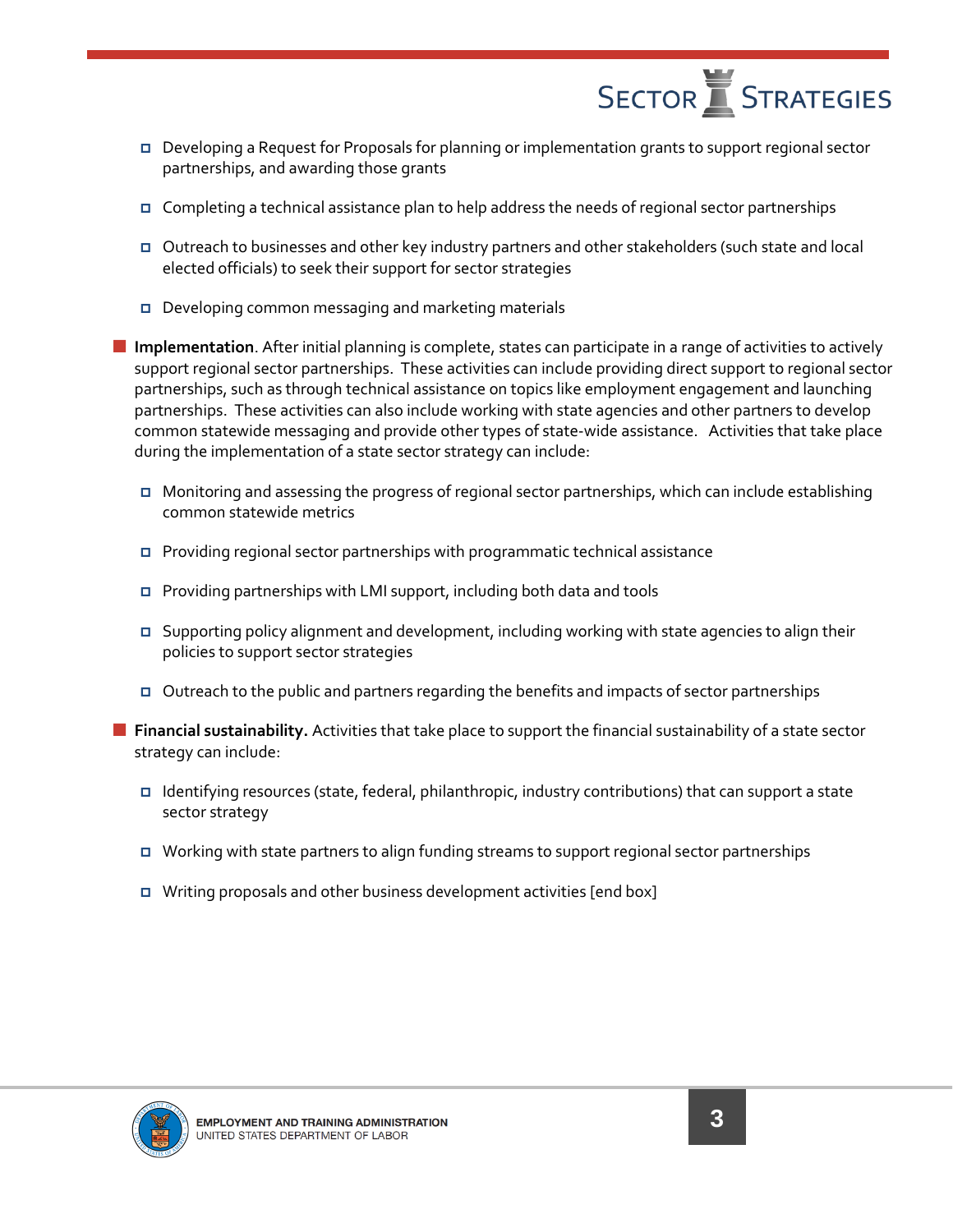- Developing a Request for Proposals for planning or implementation grants to support regional sector partnerships, and awarding those grants

- Completing a technical assistance plan to help address the needs of regional sector partnerships

- Outreach to businesses and other key industry partners and other stakeholders (such state and local elected officials) to seek their support for sector strategies

- Developing common messaging and marketing materials

- **Implementation**. After initial planning is complete, states can participate in a range of activities to actively support regional sector partnerships. These activities can include providing direct support to regional sector partnerships, such as through technical assistance on topics like employment engagement and launching partnerships. These activities can also include working with state agencies and other partners to develop common statewide messaging and provide other types of state-wide assistance. Activities that take place during the implementation of a state sector strategy can include:

  - Monitoring and assessing the progress of regional sector partnerships, which can include establishing common statewide metrics

  - Providing regional sector partnerships with programmatic technical assistance

  - Providing partnerships with LMI support, including both data and tools

  - Supporting policy alignment and development, including working with state agencies to align their policies to support sector strategies

  - Outreach to the public and partners regarding the benefits and impacts of sector partnerships

- **Financial sustainability.** Activities that take place to support the financial sustainability of a state sector strategy can include:

  - Identifying resources (state, federal, philanthropic, industry contributions) that can support a state sector strategy

  - Working with state partners to align funding streams to support regional sector partnerships

  - Writing proposals and other business development activities [end box]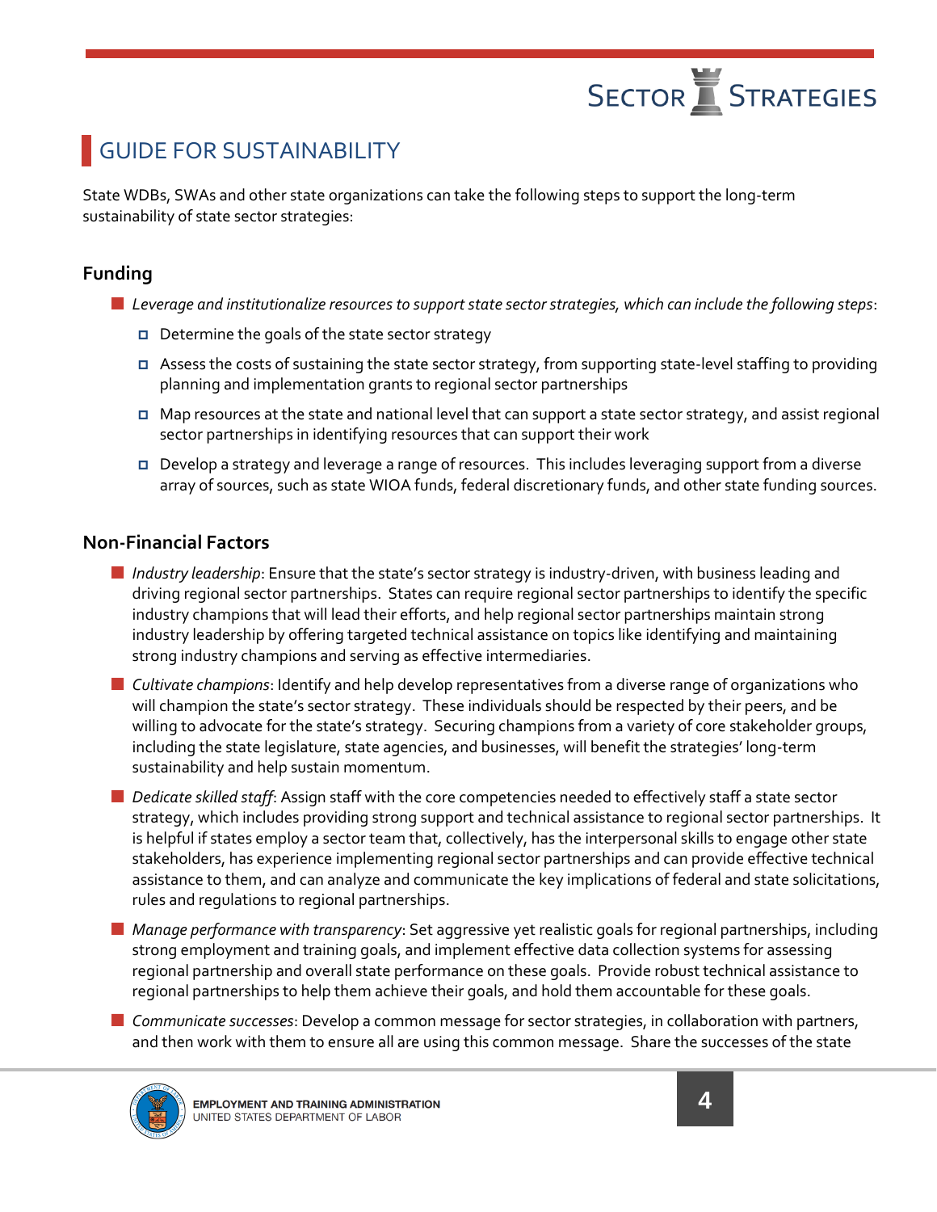## GUIDE FOR SUSTAINABILITY

State WDBs, SWAs and other state organizations can take the following steps to support the long-term sustainability of state sector strategies:

### Funding

- *Leverage and institutionalize resources to support state sector strategies, which can include the following steps*:
  - Determine the goals of the state sector strategy
  - Assess the costs of sustaining the state sector strategy, from supporting state-level staffing to providing planning and implementation grants to regional sector partnerships
  - Map resources at the state and national level that can support a state sector strategy, and assist regional sector partnerships in identifying resources that can support their work
  - Develop a strategy and leverage a range of resources. This includes leveraging support from a diverse array of sources, such as state WIOA funds, federal discretionary funds, and other state funding sources.

### Non-Financial Factors

- *Industry leadership*: Ensure that the state's sector strategy is industry-driven, with business leading and driving regional sector partnerships. States can require regional sector partnerships to identify the specific industry champions that will lead their efforts, and help regional sector partnerships maintain strong industry leadership by offering targeted technical assistance on topics like identifying and maintaining strong industry champions and serving as effective intermediaries.
- *Cultivate champions*: Identify and help develop representatives from a diverse range of organizations who will champion the state's sector strategy. These individuals should be respected by their peers, and be willing to advocate for the state's strategy. Securing champions from a variety of core stakeholder groups, including the state legislature, state agencies, and businesses, will benefit the strategies' long-term sustainability and help sustain momentum.
- *Dedicate skilled staff*: Assign staff with the core competencies needed to effectively staff a state sector strategy, which includes providing strong support and technical assistance to regional sector partnerships. It is helpful if states employ a sector team that, collectively, has the interpersonal skills to engage other state stakeholders, has experience implementing regional sector partnerships and can provide effective technical assistance to them, and can analyze and communicate the key implications of federal and state solicitations, rules and regulations to regional partnerships.
- *Manage performance with transparency*: Set aggressive yet realistic goals for regional partnerships, including strong employment and training goals, and implement effective data collection systems for assessing regional partnership and overall state performance on these goals. Provide robust technical assistance to regional partnerships to help them achieve their goals, and hold them accountable for these goals.
- *Communicate successes*: Develop a common message for sector strategies, in collaboration with partners, and then work with them to ensure all are using this common message. Share the successes of the state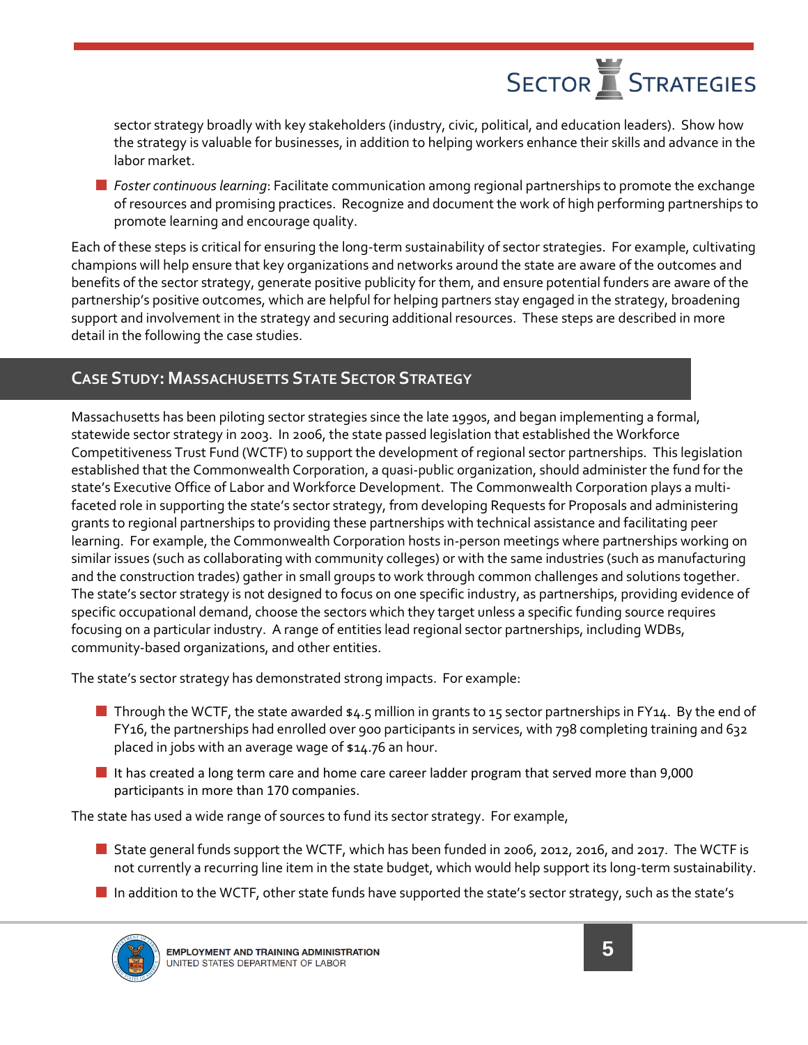sector strategy broadly with key stakeholders (industry, civic, political, and education leaders). Show how the strategy is valuable for businesses, in addition to helping workers enhance their skills and advance in the labor market.

- *Foster continuous learning*: Facilitate communication among regional partnerships to promote the exchange of resources and promising practices. Recognize and document the work of high performing partnerships to promote learning and encourage quality.

Each of these steps is critical for ensuring the long-term sustainability of sector strategies. For example, cultivating champions will help ensure that key organizations and networks around the state are aware of the outcomes and benefits of the sector strategy, generate positive publicity for them, and ensure potential funders are aware of the partnership's positive outcomes, which are helpful for helping partners stay engaged in the strategy, broadening support and involvement in the strategy and securing additional resources. These steps are described in more detail in the following the case studies.

## Case Study: Massachusetts State Sector Strategy

Massachusetts has been piloting sector strategies since the late 1990s, and began implementing a formal, statewide sector strategy in 2003. In 2006, the state passed legislation that established the Workforce Competitiveness Trust Fund (WCTF) to support the development of regional sector partnerships. This legislation established that the Commonwealth Corporation, a quasi-public organization, should administer the fund for the state's Executive Office of Labor and Workforce Development. The Commonwealth Corporation plays a multi-faceted role in supporting the state's sector strategy, from developing Requests for Proposals and administering grants to regional partnerships to providing these partnerships with technical assistance and facilitating peer learning. For example, the Commonwealth Corporation hosts in-person meetings where partnerships working on similar issues (such as collaborating with community colleges) or with the same industries (such as manufacturing and the construction trades) gather in small groups to work through common challenges and solutions together. The state's sector strategy is not designed to focus on one specific industry, as partnerships, providing evidence of specific occupational demand, choose the sectors which they target unless a specific funding source requires focusing on a particular industry. A range of entities lead regional sector partnerships, including WDBs, community-based organizations, and other entities.

The state's sector strategy has demonstrated strong impacts. For example:

- Through the WCTF, the state awarded $4.5 million in grants to 15 sector partnerships in FY14. By the end of FY16, the partnerships had enrolled over 900 participants in services, with 798 completing training and 632 placed in jobs with an average wage of $14.76 an hour.
- It has created a long term care and home care career ladder program that served more than 9,000 participants in more than 170 companies.

The state has used a wide range of sources to fund its sector strategy. For example,

- State general funds support the WCTF, which has been funded in 2006, 2012, 2016, and 2017. The WCTF is not currently a recurring line item in the state budget, which would help support its long-term sustainability.
- In addition to the WCTF, other state funds have supported the state's sector strategy, such as the state's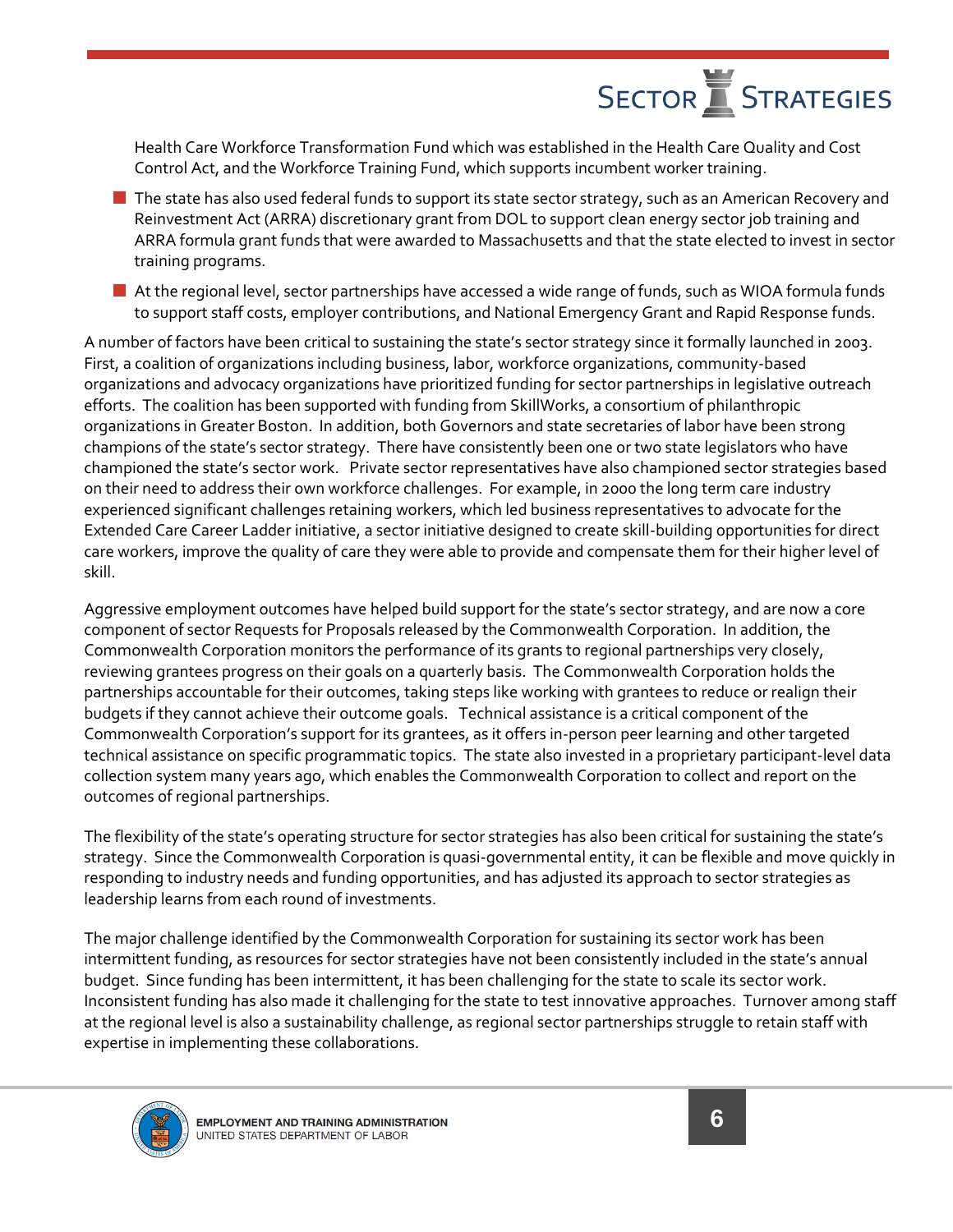Health Care Workforce Transformation Fund which was established in the Health Care Quality and Cost Control Act, and the Workforce Training Fund, which supports incumbent worker training.

- The state has also used federal funds to support its state sector strategy, such as an American Recovery and Reinvestment Act (ARRA) discretionary grant from DOL to support clean energy sector job training and ARRA formula grant funds that were awarded to Massachusetts and that the state elected to invest in sector training programs.
- At the regional level, sector partnerships have accessed a wide range of funds, such as WIOA formula funds to support staff costs, employer contributions, and National Emergency Grant and Rapid Response funds.

A number of factors have been critical to sustaining the state's sector strategy since it formally launched in 2003. First, a coalition of organizations including business, labor, workforce organizations, community-based organizations and advocacy organizations have prioritized funding for sector partnerships in legislative outreach efforts. The coalition has been supported with funding from SkillWorks, a consortium of philanthropic organizations in Greater Boston. In addition, both Governors and state secretaries of labor have been strong champions of the state's sector strategy. There have consistently been one or two state legislators who have championed the state's sector work. Private sector representatives have also championed sector strategies based on their need to address their own workforce challenges. For example, in 2000 the long term care industry experienced significant challenges retaining workers, which led business representatives to advocate for the Extended Care Career Ladder initiative, a sector initiative designed to create skill-building opportunities for direct care workers, improve the quality of care they were able to provide and compensate them for their higher level of skill.

Aggressive employment outcomes have helped build support for the state's sector strategy, and are now a core component of sector Requests for Proposals released by the Commonwealth Corporation. In addition, the Commonwealth Corporation monitors the performance of its grants to regional partnerships very closely, reviewing grantees progress on their goals on a quarterly basis. The Commonwealth Corporation holds the partnerships accountable for their outcomes, taking steps like working with grantees to reduce or realign their budgets if they cannot achieve their outcome goals. Technical assistance is a critical component of the Commonwealth Corporation's support for its grantees, as it offers in-person peer learning and other targeted technical assistance on specific programmatic topics. The state also invested in a proprietary participant-level data collection system many years ago, which enables the Commonwealth Corporation to collect and report on the outcomes of regional partnerships.

The flexibility of the state's operating structure for sector strategies has also been critical for sustaining the state's strategy. Since the Commonwealth Corporation is quasi-governmental entity, it can be flexible and move quickly in responding to industry needs and funding opportunities, and has adjusted its approach to sector strategies as leadership learns from each round of investments.

The major challenge identified by the Commonwealth Corporation for sustaining its sector work has been intermittent funding, as resources for sector strategies have not been consistently included in the state's annual budget. Since funding has been intermittent, it has been challenging for the state to scale its sector work. Inconsistent funding has also made it challenging for the state to test innovative approaches. Turnover among staff at the regional level is also a sustainability challenge, as regional sector partnerships struggle to retain staff with expertise in implementing these collaborations.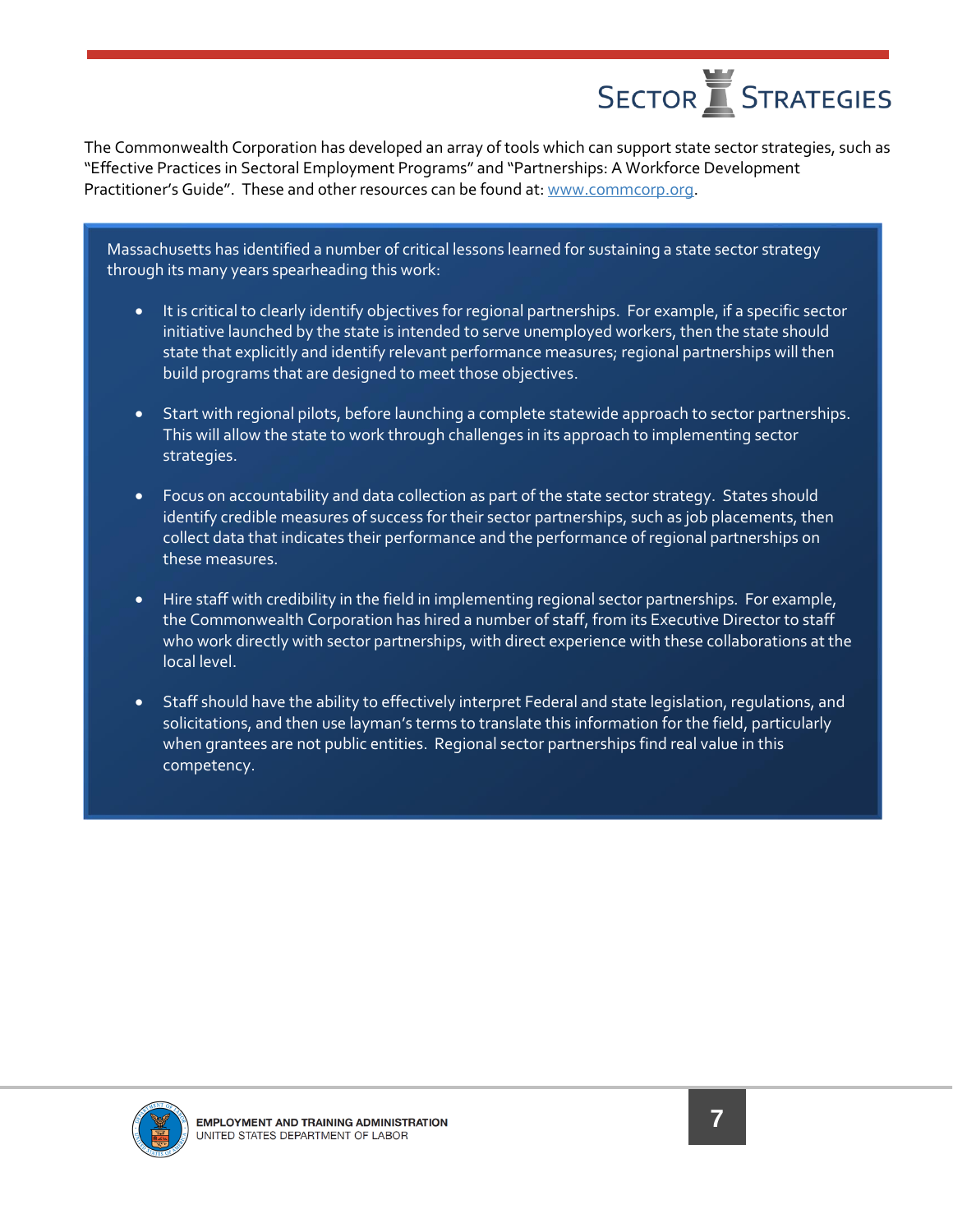The Commonwealth Corporation has developed an array of tools which can support state sector strategies, such as "Effective Practices in Sectoral Employment Programs" and "Partnerships: A Workforce Development Practitioner's Guide". These and other resources can be found at: www.commcorp.org.

Massachusetts has identified a number of critical lessons learned for sustaining a state sector strategy through its many years spearheading this work:

- It is critical to clearly identify objectives for regional partnerships. For example, if a specific sector initiative launched by the state is intended to serve unemployed workers, then the state should state that explicitly and identify relevant performance measures; regional partnerships will then build programs that are designed to meet those objectives.

- Start with regional pilots, before launching a complete statewide approach to sector partnerships. This will allow the state to work through challenges in its approach to implementing sector strategies.

- Focus on accountability and data collection as part of the state sector strategy. States should identify credible measures of success for their sector partnerships, such as job placements, then collect data that indicates their performance and the performance of regional partnerships on these measures.

- Hire staff with credibility in the field in implementing regional sector partnerships. For example, the Commonwealth Corporation has hired a number of staff, from its Executive Director to staff who work directly with sector partnerships, with direct experience with these collaborations at the local level.

- Staff should have the ability to effectively interpret Federal and state legislation, regulations, and solicitations, and then use layman's terms to translate this information for the field, particularly when grantees are not public entities. Regional sector partnerships find real value in this competency.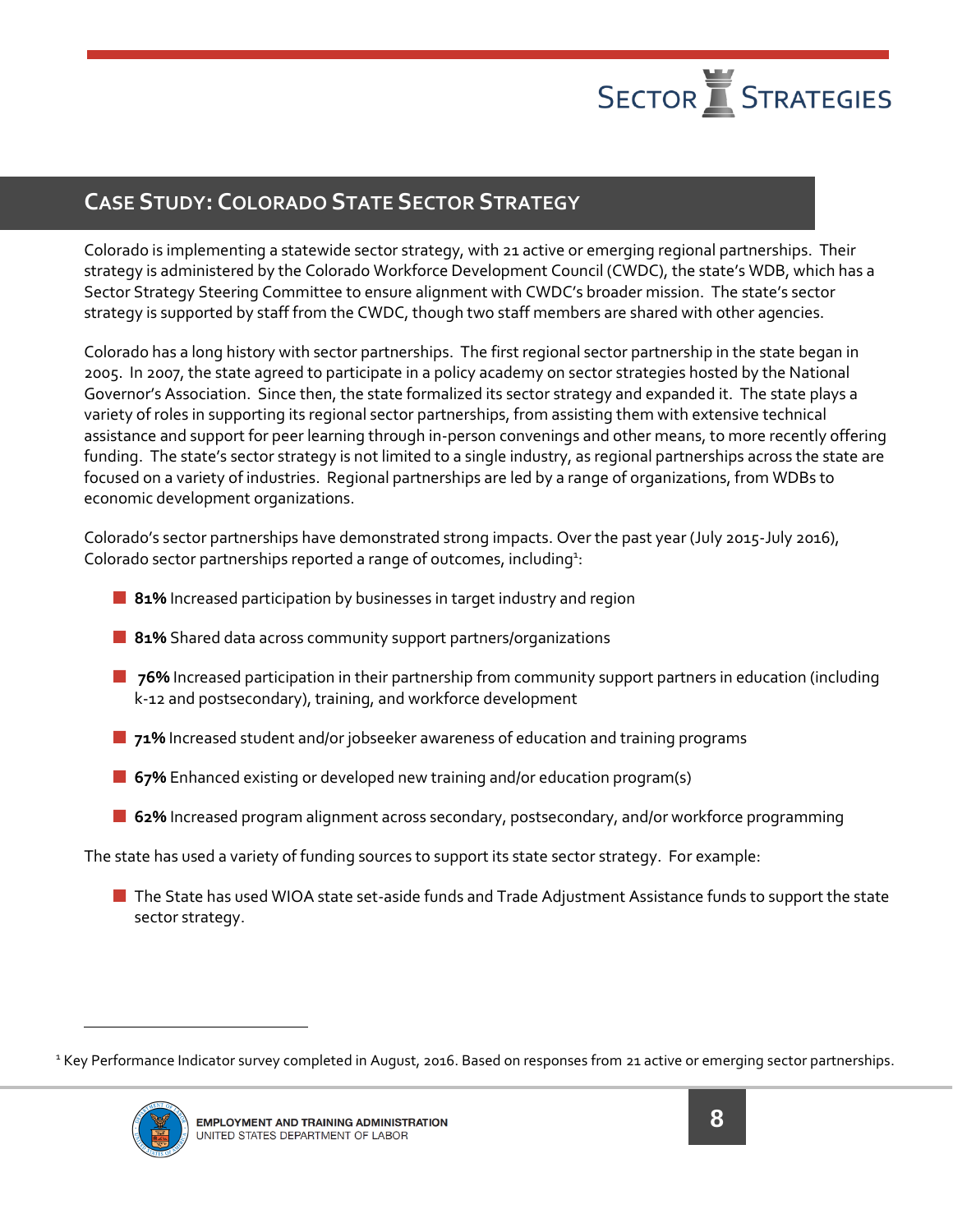## Case Study: Colorado State Sector Strategy

Colorado is implementing a statewide sector strategy, with 21 active or emerging regional partnerships. Their strategy is administered by the Colorado Workforce Development Council (CWDC), the state's WDB, which has a Sector Strategy Steering Committee to ensure alignment with CWDC's broader mission. The state's sector strategy is supported by staff from the CWDC, though two staff members are shared with other agencies.

Colorado has a long history with sector partnerships. The first regional sector partnership in the state began in 2005. In 2007, the state agreed to participate in a policy academy on sector strategies hosted by the National Governor's Association. Since then, the state formalized its sector strategy and expanded it. The state plays a variety of roles in supporting its regional sector partnerships, from assisting them with extensive technical assistance and support for peer learning through in-person convenings and other means, to more recently offering funding. The state's sector strategy is not limited to a single industry, as regional partnerships across the state are focused on a variety of industries. Regional partnerships are led by a range of organizations, from WDBs to economic development organizations.

Colorado's sector partnerships have demonstrated strong impacts. Over the past year (July 2015-July 2016), Colorado sector partnerships reported a range of outcomes, including[1]:

- **81%** Increased participation by businesses in target industry and region
- **81%** Shared data across community support partners/organizations
- **76%** Increased participation in their partnership from community support partners in education (including k-12 and postsecondary), training, and workforce development
- **71%** Increased student and/or jobseeker awareness of education and training programs
- **67%** Enhanced existing or developed new training and/or education program(s)
- **62%** Increased program alignment across secondary, postsecondary, and/or workforce programming

The state has used a variety of funding sources to support its state sector strategy. For example:

- The State has used WIOA state set-aside funds and Trade Adjustment Assistance funds to support the state sector strategy.

[1] Key Performance Indicator survey completed in August, 2016. Based on responses from 21 active or emerging sector partnerships.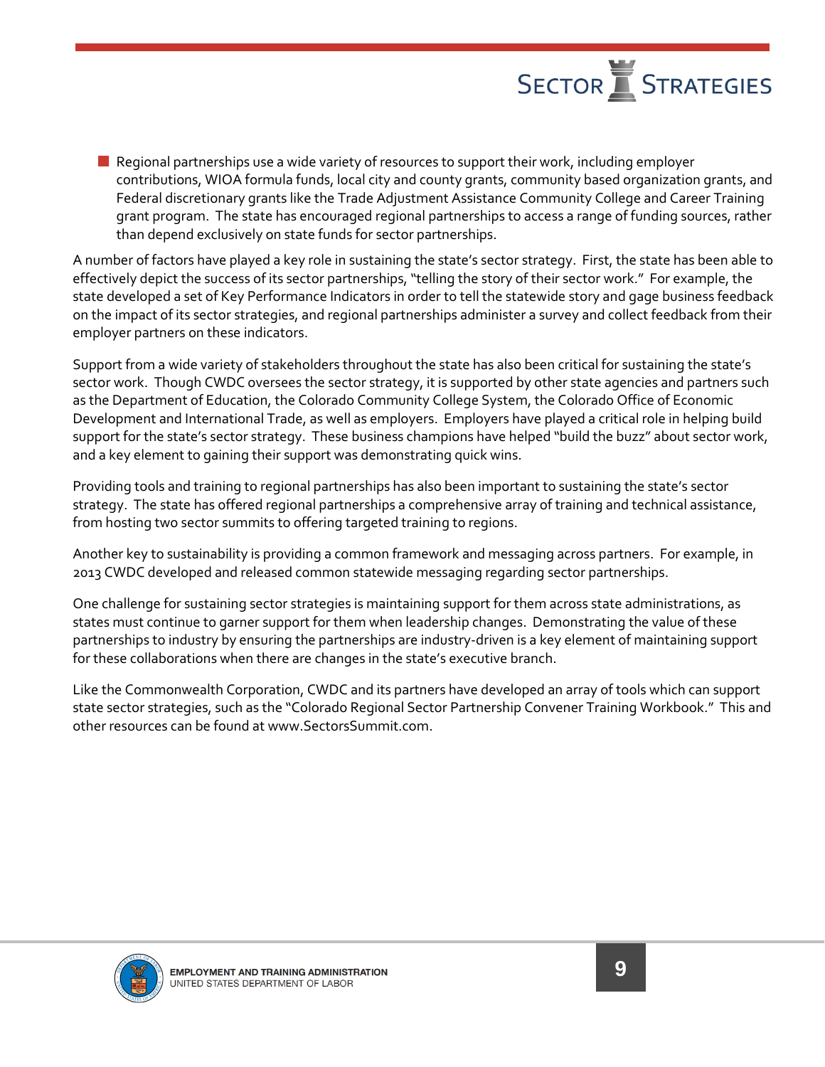- Regional partnerships use a wide variety of resources to support their work, including employer contributions, WIOA formula funds, local city and county grants, community based organization grants, and Federal discretionary grants like the Trade Adjustment Assistance Community College and Career Training grant program. The state has encouraged regional partnerships to access a range of funding sources, rather than depend exclusively on state funds for sector partnerships.

A number of factors have played a key role in sustaining the state's sector strategy. First, the state has been able to effectively depict the success of its sector partnerships, "telling the story of their sector work." For example, the state developed a set of Key Performance Indicators in order to tell the statewide story and gage business feedback on the impact of its sector strategies, and regional partnerships administer a survey and collect feedback from their employer partners on these indicators.

Support from a wide variety of stakeholders throughout the state has also been critical for sustaining the state's sector work. Though CWDC oversees the sector strategy, it is supported by other state agencies and partners such as the Department of Education, the Colorado Community College System, the Colorado Office of Economic Development and International Trade, as well as employers. Employers have played a critical role in helping build support for the state's sector strategy. These business champions have helped "build the buzz" about sector work, and a key element to gaining their support was demonstrating quick wins.

Providing tools and training to regional partnerships has also been important to sustaining the state's sector strategy. The state has offered regional partnerships a comprehensive array of training and technical assistance, from hosting two sector summits to offering targeted training to regions.

Another key to sustainability is providing a common framework and messaging across partners. For example, in 2013 CWDC developed and released common statewide messaging regarding sector partnerships.

One challenge for sustaining sector strategies is maintaining support for them across state administrations, as states must continue to garner support for them when leadership changes. Demonstrating the value of these partnerships to industry by ensuring the partnerships are industry-driven is a key element of maintaining support for these collaborations when there are changes in the state's executive branch.

Like the Commonwealth Corporation, CWDC and its partners have developed an array of tools which can support state sector strategies, such as the "Colorado Regional Sector Partnership Convener Training Workbook." This and other resources can be found at www.SectorsSummit.com.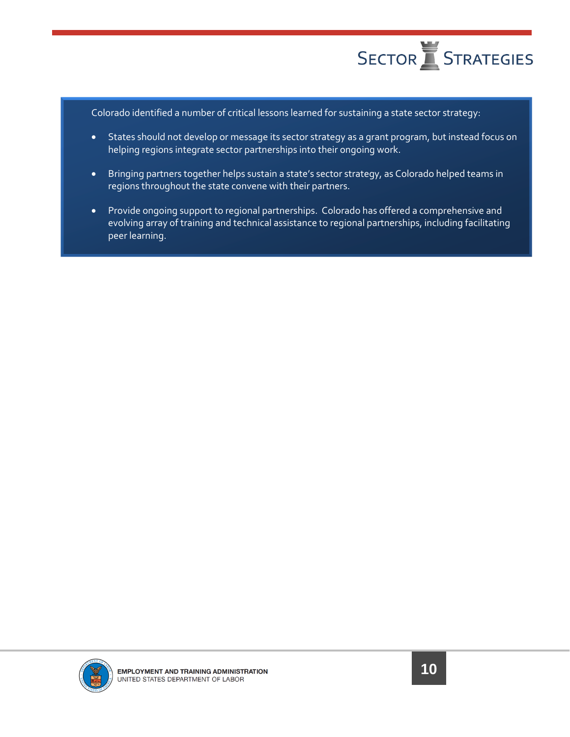Colorado identified a number of critical lessons learned for sustaining a state sector strategy:

- States should not develop or message its sector strategy as a grant program, but instead focus on helping regions integrate sector partnerships into their ongoing work.
- Bringing partners together helps sustain a state's sector strategy, as Colorado helped teams in regions throughout the state convene with their partners.
- Provide ongoing support to regional partnerships. Colorado has offered a comprehensive and evolving array of training and technical assistance to regional partnerships, including facilitating peer learning.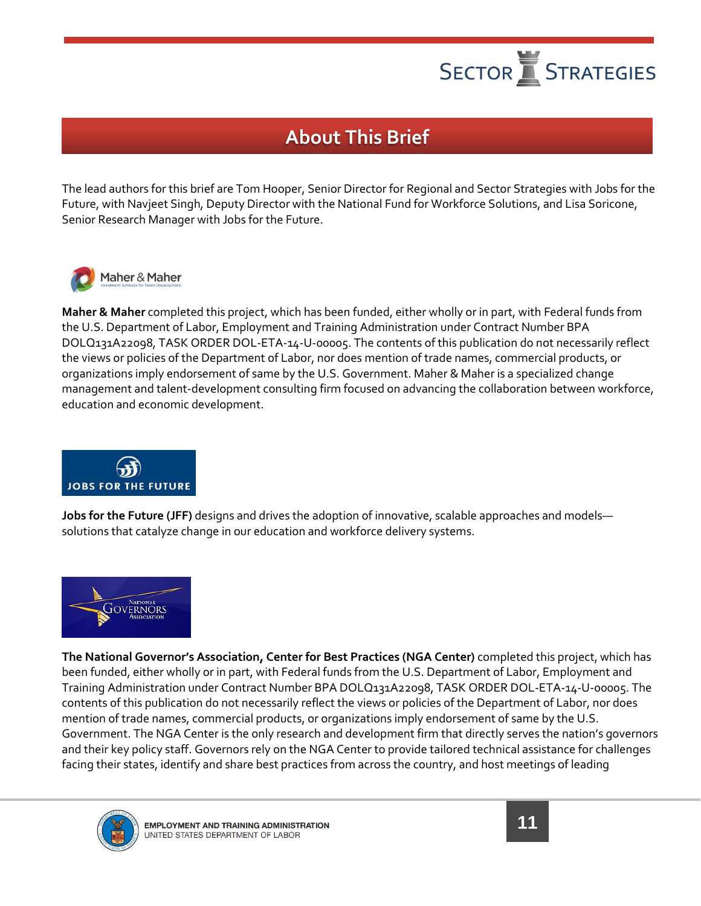## About This Brief

The lead authors for this brief are Tom Hooper, Senior Director for Regional and Sector Strategies with Jobs for the Future, with Navjeet Singh, Deputy Director with the National Fund for Workforce Solutions, and Lisa Soricone, Senior Research Manager with Jobs for the Future.

**Maher & Maher** completed this project, which has been funded, either wholly or in part, with Federal funds from the U.S. Department of Labor, Employment and Training Administration under Contract Number BPA DOLQ131A22098, TASK ORDER DOL-ETA-14-U-00005. The contents of this publication do not necessarily reflect the views or policies of the Department of Labor, nor does mention of trade names, commercial products, or organizations imply endorsement of same by the U.S. Government. Maher & Maher is a specialized change management and talent-development consulting firm focused on advancing the collaboration between workforce, education and economic development.

**Jobs for the Future (JFF)** designs and drives the adoption of innovative, scalable approaches and models—solutions that catalyze change in our education and workforce delivery systems.

**The National Governor's Association, Center for Best Practices (NGA Center)** completed this project, which has been funded, either wholly or in part, with Federal funds from the U.S. Department of Labor, Employment and Training Administration under Contract Number BPA DOLQ131A22098, TASK ORDER DOL-ETA-14-U-00005. The contents of this publication do not necessarily reflect the views or policies of the Department of Labor, nor does mention of trade names, commercial products, or organizations imply endorsement of same by the U.S. Government. The NGA Center is the only research and development firm that directly serves the nation's governors and their key policy staff. Governors rely on the NGA Center to provide tailored technical assistance for challenges facing their states, identify and share best practices from across the country, and host meetings of leading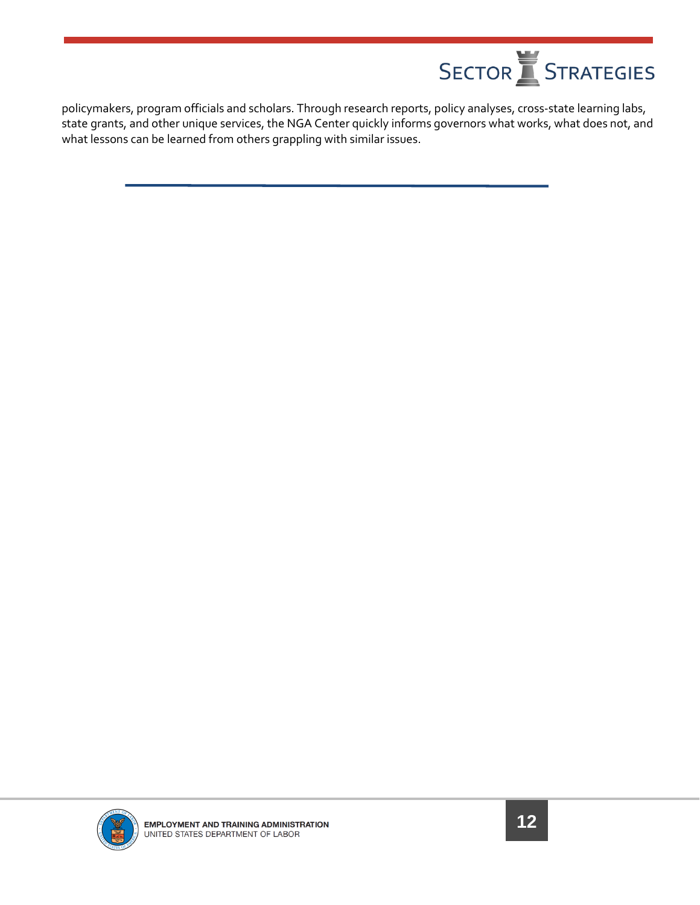policymakers, program officials and scholars. Through research reports, policy analyses, cross-state learning labs, state grants, and other unique services, the NGA Center quickly informs governors what works, what does not, and what lessons can be learned from others grappling with similar issues.

---